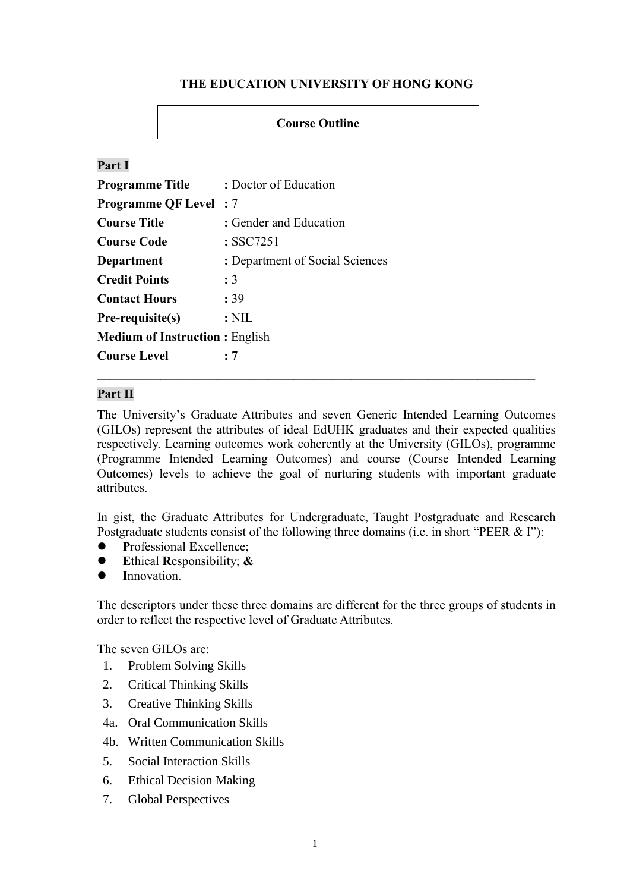**THE EDUCATION UNIVERSITY OF HONG KONG**

**Course Outline**

**Part I**

**Programme Title** : Doctor of Education
**Programme QF Level** : 7
**Course Title** : Gender and Education
**Course Code** : SSC7251
**Department** : Department of Social Sciences
**Credit Points** : 3
**Contact Hours** : 39
**Pre-requisite(s)** : NIL
**Medium of Instruction** : English
**Course Level** : **7**

---

**Part II**

The University's Graduate Attributes and seven Generic Intended Learning Outcomes (GILOs) represent the attributes of ideal EdUHK graduates and their expected qualities respectively. Learning outcomes work coherently at the University (GILOs), programme (Programme Intended Learning Outcomes) and course (Course Intended Learning Outcomes) levels to achieve the goal of nurturing students with important graduate attributes.

In gist, the Graduate Attributes for Undergraduate, Taught Postgraduate and Research Postgraduate students consist of the following three domains (i.e. in short "PEER & I"):

- **P**rofessional **E**xcellence;
- **E**thical **R**esponsibility; **&**
- **I**nnovation.

The descriptors under these three domains are different for the three groups of students in order to reflect the respective level of Graduate Attributes.

The seven GILOs are:

1. Problem Solving Skills
2. Critical Thinking Skills
3. Creative Thinking Skills
4a. Oral Communication Skills
4b. Written Communication Skills
5. Social Interaction Skills
6. Ethical Decision Making
7. Global Perspectives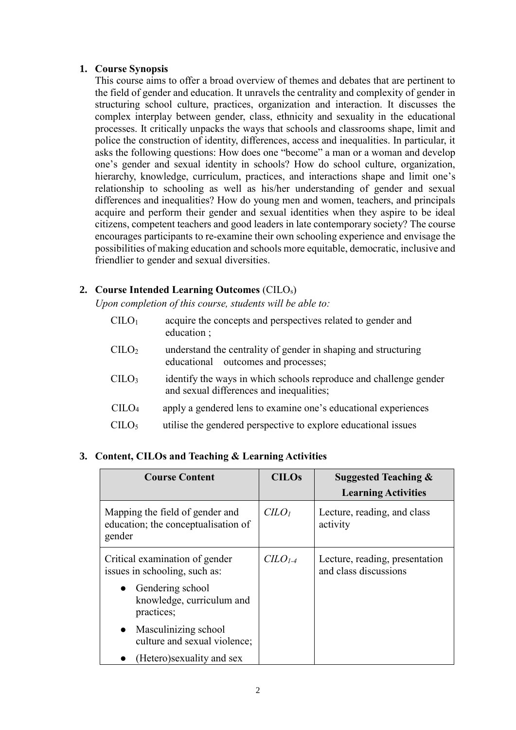## 1. Course Synopsis

This course aims to offer a broad overview of themes and debates that are pertinent to the field of gender and education. It unravels the centrality and complexity of gender in structuring school culture, practices, organization and interaction. It discusses the complex interplay between gender, class, ethnicity and sexuality in the educational processes. It critically unpacks the ways that schools and classrooms shape, limit and police the construction of identity, differences, access and inequalities. In particular, it asks the following questions: How does one "become" a man or a woman and develop one's gender and sexual identity in schools? How do school culture, organization, hierarchy, knowledge, curriculum, practices, and interactions shape and limit one's relationship to schooling as well as his/her understanding of gender and sexual differences and inequalities? How do young men and women, teachers, and principals acquire and perform their gender and sexual identities when they aspire to be ideal citizens, competent teachers and good leaders in late contemporary society? The course encourages participants to re-examine their own schooling experience and envisage the possibilities of making education and schools more equitable, democratic, inclusive and friendlier to gender and sexual diversities.

## 2. Course Intended Learning Outcomes ($CILO_s$)

*Upon completion of this course, students will be able to:*

| | |
|---|---|
| $CILO_1$ | acquire the concepts and perspectives related to gender and education ; |
| $CILO_2$ | understand the centrality of gender in shaping and structuring educational outcomes and processes; |
| $CILO_3$ | identify the ways in which schools reproduce and challenge gender and sexual differences and inequalities; |
| $CILO_4$ | apply a gendered lens to examine one's educational experiences |
| $CILO_5$ | utilise the gendered perspective to explore educational issues |

## 3. Content, CILOs and Teaching & Learning Activities

| Course Content | CILOs | Suggested Teaching & Learning Activities |
|---|---|---|
| Mapping the field of gender and education; the conceptualisation of gender | *$CILO_1$* | Lecture, reading, and class activity |
| Critical examination of gender issues in schooling, such as:<br>● Gendering school knowledge, curriculum and practices;<br>● Masculinizing school culture and sexual violence;<br>● (Hetero)sexuality and sex | *$CILO_{1\text{-}4}$* | Lecture, reading, presentation and class discussions |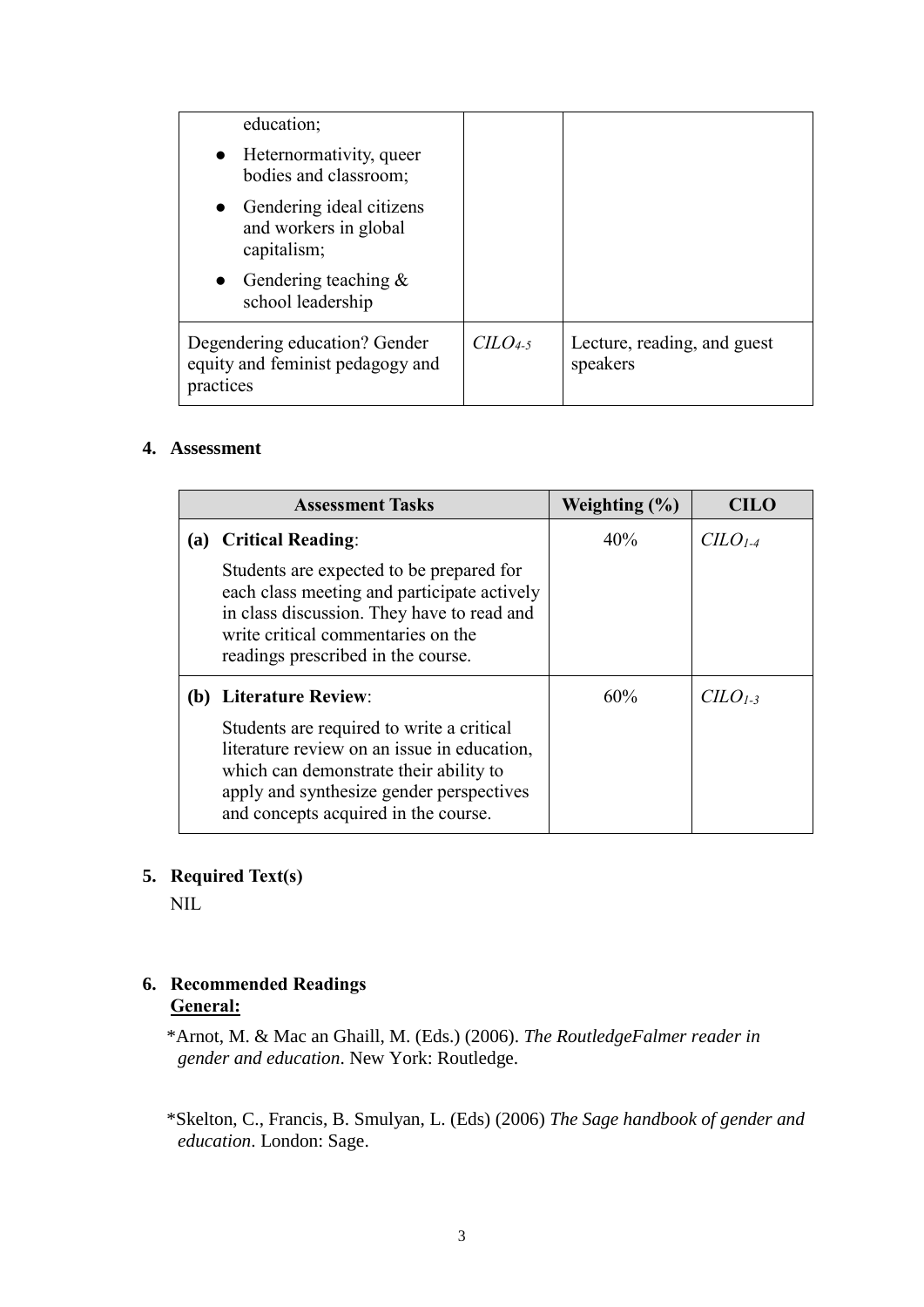| | | |
|---|---|---|
| education;<br>● Heternormativity, queer bodies and classroom;<br>● Gendering ideal citizens and workers in global capitalism;<br>● Gendering teaching & school leadership | | |
| Degendering education? Gender equity and feminist pedagogy and practices | *CILO*$_{4-5}$ | Lecture, reading, and guest speakers |

**4. Assessment**

| Assessment Tasks | Weighting (%) | CILO |
|---|---|---|
| **(a) Critical Reading**:<br>Students are expected to be prepared for each class meeting and participate actively in class discussion. They have to read and write critical commentaries on the readings prescribed in the course. | 40% | *CILO*$_{1-4}$ |
| **(b) Literature Review**:<br>Students are required to write a critical literature review on an issue in education, which can demonstrate their ability to apply and synthesize gender perspectives and concepts acquired in the course. | 60% | *CILO*$_{1-3}$ |

**5. Required Text(s)**

NIL

**6. Recommended Readings**

**General:**

*Arnot, M. & Mac an Ghaill, M. (Eds.) (2006). *The RoutledgeFalmer reader in gender and education*. New York: Routledge.

*Skelton, C., Francis, B. Smulyan, L. (Eds) (2006) *The Sage handbook of gender and education*. London: Sage.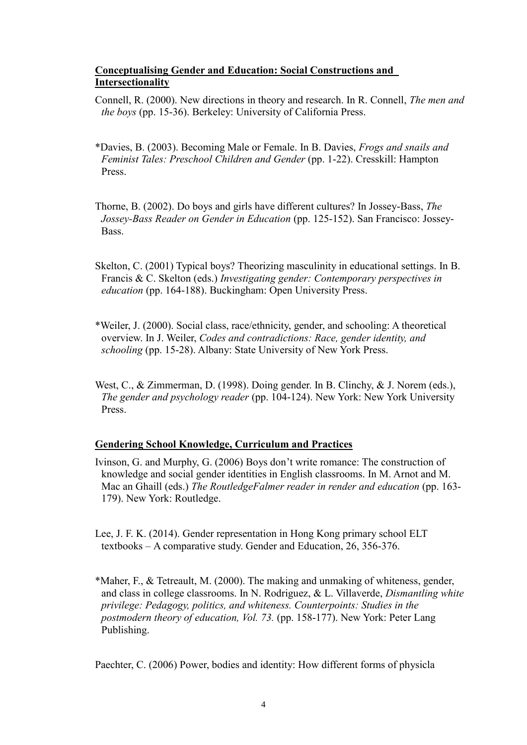**Conceptualising Gender and Education: Social Constructions and Intersectionality**

Connell, R. (2000). New directions in theory and research. In R. Connell, *The men and the boys* (pp. 15-36). Berkeley: University of California Press.

*Davies, B. (2003). Becoming Male or Female. In B. Davies, *Frogs and snails and Feminist Tales: Preschool Children and Gender* (pp. 1-22). Cresskill: Hampton Press.

Thorne, B. (2002). Do boys and girls have different cultures? In Jossey-Bass, *The Jossey-Bass Reader on Gender in Education* (pp. 125-152). San Francisco: Jossey-Bass.

Skelton, C. (2001) Typical boys? Theorizing masculinity in educational settings. In B. Francis & C. Skelton (eds.) *Investigating gender: Contemporary perspectives in education* (pp. 164-188). Buckingham: Open University Press.

*Weiler, J. (2000). Social class, race/ethnicity, gender, and schooling: A theoretical overview. In J. Weiler, *Codes and contradictions: Race, gender identity, and schooling* (pp. 15-28). Albany: State University of New York Press.

West, C., & Zimmerman, D. (1998). Doing gender. In B. Clinchy, & J. Norem (eds.), *The gender and psychology reader* (pp. 104-124). New York: New York University Press.

**Gendering School Knowledge, Curriculum and Practices**

Ivinson, G. and Murphy, G. (2006) Boys don't write romance: The construction of knowledge and social gender identities in English classrooms. In M. Arnot and M. Mac an Ghaill (eds.) *The RoutledgeFalmer reader in render and education* (pp. 163-179). New York: Routledge.

Lee, J. F. K. (2014). Gender representation in Hong Kong primary school ELT textbooks – A comparative study. Gender and Education, 26, 356-376.

*Maher, F., & Tetreault, M. (2000). The making and unmaking of whiteness, gender, and class in college classrooms. In N. Rodriguez, & L. Villaverde, *Dismantling white privilege: Pedagogy, politics, and whiteness. Counterpoints: Studies in the postmodern theory of education, Vol. 73.* (pp. 158-177). New York: Peter Lang Publishing.

Paechter, C. (2006) Power, bodies and identity: How different forms of physicla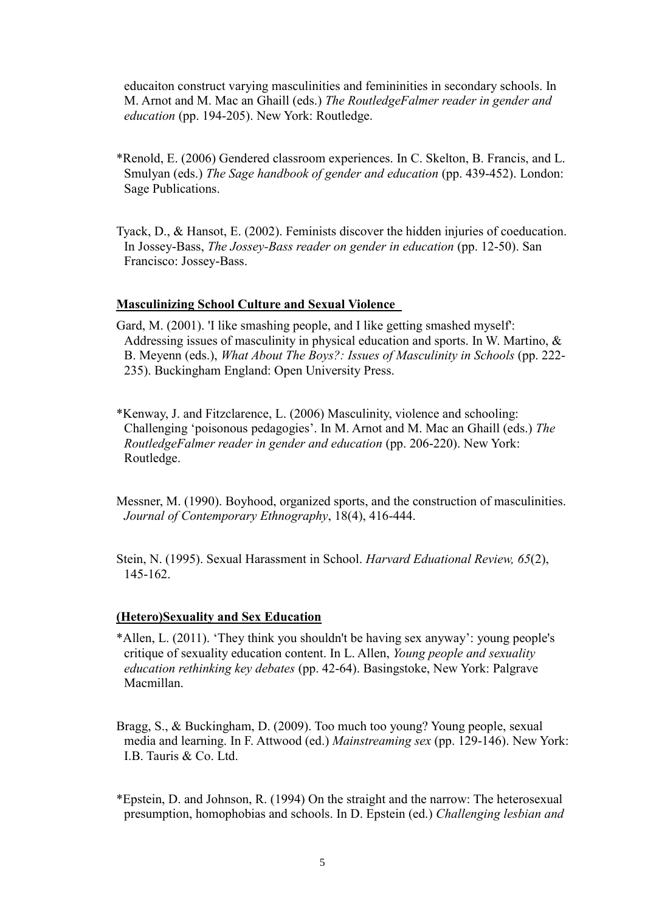educaiton construct varying masculinities and femininities in secondary schools. In M. Arnot and M. Mac an Ghaill (eds.) *The RoutledgeFalmer reader in gender and education* (pp. 194-205). New York: Routledge.

*Renold, E. (2006) Gendered classroom experiences. In C. Skelton, B. Francis, and L. Smulyan (eds.) *The Sage handbook of gender and education* (pp. 439-452). London: Sage Publications.

Tyack, D., & Hansot, E. (2002). Feminists discover the hidden injuries of coeducation. In Jossey-Bass, *The Jossey-Bass reader on gender in education* (pp. 12-50). San Francisco: Jossey-Bass.

**Masculinizing School Culture and Sexual Violence**

Gard, M. (2001). 'I like smashing people, and I like getting smashed myself': Addressing issues of masculinity in physical education and sports. In W. Martino, & B. Meyenn (eds.), *What About The Boys?: Issues of Masculinity in Schools* (pp. 222-235). Buckingham England: Open University Press.

*Kenway, J. and Fitzclarence, L. (2006) Masculinity, violence and schooling: Challenging 'poisonous pedagogies'. In M. Arnot and M. Mac an Ghaill (eds.) *The RoutledgeFalmer reader in gender and education* (pp. 206-220). New York: Routledge.

Messner, M. (1990). Boyhood, organized sports, and the construction of masculinities. *Journal of Contemporary Ethnography*, 18(4), 416-444.

Stein, N. (1995). Sexual Harassment in School. *Harvard Eduational Review, 65*(2), 145-162.

**(Hetero)Sexuality and Sex Education**

*Allen, L. (2011). 'They think you shouldn't be having sex anyway': young people's critique of sexuality education content. In L. Allen, *Young people and sexuality education rethinking key debates* (pp. 42-64). Basingstoke, New York: Palgrave Macmillan.

Bragg, S., & Buckingham, D. (2009). Too much too young? Young people, sexual media and learning. In F. Attwood (ed.) *Mainstreaming sex* (pp. 129-146). New York: I.B. Tauris & Co. Ltd.

*Epstein, D. and Johnson, R. (1994) On the straight and the narrow: The heterosexual presumption, homophobias and schools. In D. Epstein (ed.) *Challenging lesbian and*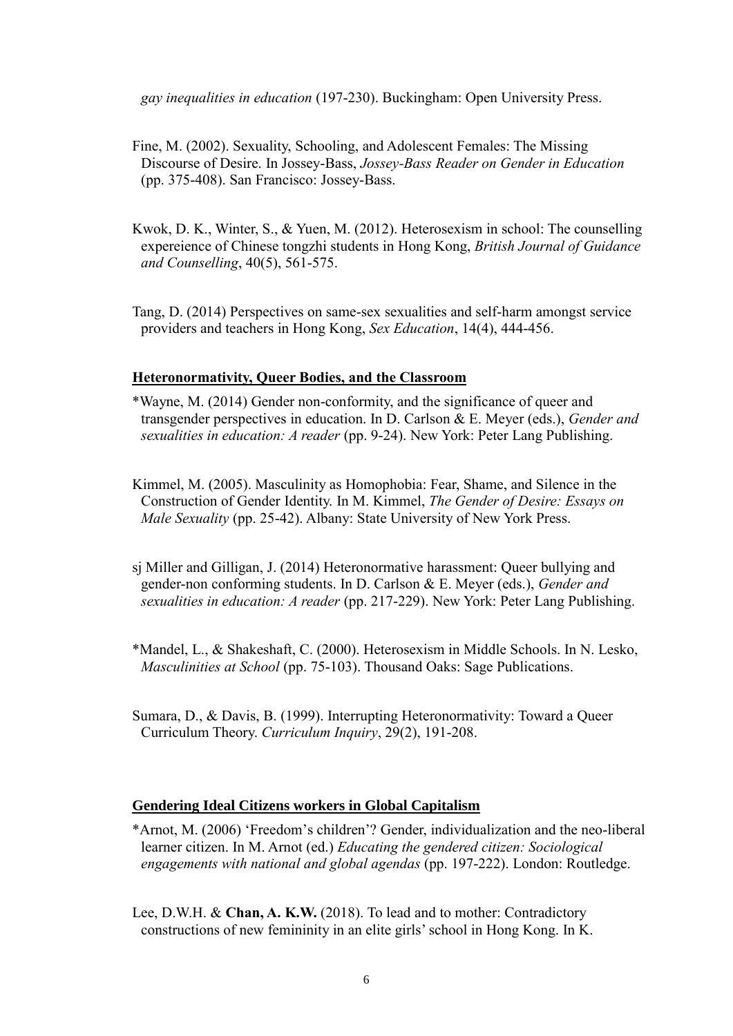*gay inequalities in education* (197-230). Buckingham: Open University Press.

Fine, M. (2002). Sexuality, Schooling, and Adolescent Females: The Missing Discourse of Desire. In Jossey-Bass, *Jossey-Bass Reader on Gender in Education* (pp. 375-408). San Francisco: Jossey-Bass.

Kwok, D. K., Winter, S., & Yuen, M. (2012). Heterosexism in school: The counselling expereience of Chinese tongzhi students in Hong Kong, *British Journal of Guidance and Counselling*, 40(5), 561-575.

Tang, D. (2014) Perspectives on same-sex sexualities and self-harm amongst service providers and teachers in Hong Kong, *Sex Education*, 14(4), 444-456.

**Heteronormativity, Queer Bodies, and the Classroom**

*Wayne, M. (2014) Gender non-conformity, and the significance of queer and transgender perspectives in education. In D. Carlson & E. Meyer (eds.), *Gender and sexualities in education: A reader* (pp. 9-24). New York: Peter Lang Publishing.

Kimmel, M. (2005). Masculinity as Homophobia: Fear, Shame, and Silence in the Construction of Gender Identity. In M. Kimmel, *The Gender of Desire: Essays on Male Sexuality* (pp. 25-42). Albany: State University of New York Press.

sj Miller and Gilligan, J. (2014) Heteronormative harassment: Queer bullying and gender-non conforming students. In D. Carlson & E. Meyer (eds.), *Gender and sexualities in education: A reader* (pp. 217-229). New York: Peter Lang Publishing.

*Mandel, L., & Shakeshaft, C. (2000). Heterosexism in Middle Schools. In N. Lesko, *Masculinities at School* (pp. 75-103). Thousand Oaks: Sage Publications.

Sumara, D., & Davis, B. (1999). Interrupting Heteronormativity: Toward a Queer Curriculum Theory. *Curriculum Inquiry*, 29(2), 191-208.

**Gendering Ideal Citizens workers in Global Capitalism**

*Arnot, M. (2006) 'Freedom's children'? Gender, individualization and the neo-liberal learner citizen. In M. Arnot (ed.) *Educating the gendered citizen: Sociological engagements with national and global agendas* (pp. 197-222). London: Routledge.

Lee, D.W.H. & **Chan, A. K.W.** (2018). To lead and to mother: Contradictory constructions of new femininity in an elite girls' school in Hong Kong. In K.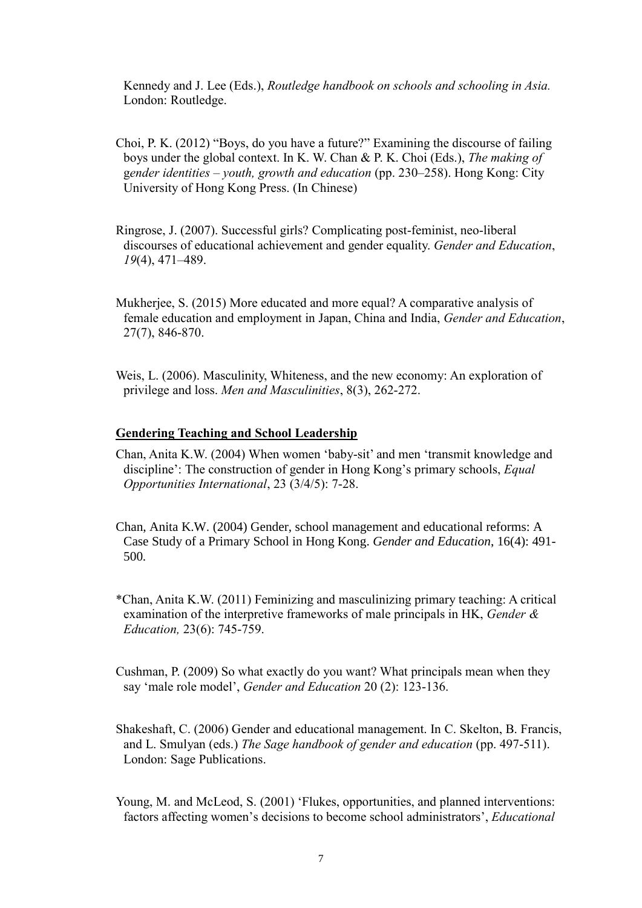Kennedy and J. Lee (Eds.), *Routledge handbook on schools and schooling in Asia.* London: Routledge.

Choi, P. K. (2012) "Boys, do you have a future?" Examining the discourse of failing boys under the global context. In K. W. Chan & P. K. Choi (Eds.), *The making of gender identities – youth, growth and education* (pp. 230–258). Hong Kong: City University of Hong Kong Press. (In Chinese)

Ringrose, J. (2007). Successful girls? Complicating post-feminist, neo-liberal discourses of educational achievement and gender equality. *Gender and Education*, *19*(4), 471–489.

Mukherjee, S. (2015) More educated and more equal? A comparative analysis of female education and employment in Japan, China and India, *Gender and Education*, 27(7), 846-870.

Weis, L. (2006). Masculinity, Whiteness, and the new economy: An exploration of privilege and loss. *Men and Masculinities*, 8(3), 262-272.

**Gendering Teaching and School Leadership**

Chan, Anita K.W. (2004) When women 'baby-sit' and men 'transmit knowledge and discipline': The construction of gender in Hong Kong's primary schools, *Equal Opportunities International*, 23 (3/4/5): 7-28.

Chan, Anita K.W. (2004) Gender, school management and educational reforms: A Case Study of a Primary School in Hong Kong. *Gender and Education,* 16(4): 491-500*.*

*Chan, Anita K.W. (2011) Feminizing and masculinizing primary teaching: A critical examination of the interpretive frameworks of male principals in HK, *Gender & Education,* 23(6): 745-759.

Cushman, P. (2009) So what exactly do you want? What principals mean when they say 'male role model', *Gender and Education* 20 (2): 123-136.

Shakeshaft, C. (2006) Gender and educational management. In C. Skelton, B. Francis, and L. Smulyan (eds.) *The Sage handbook of gender and education* (pp. 497-511). London: Sage Publications.

Young, M. and McLeod, S. (2001) 'Flukes, opportunities, and planned interventions: factors affecting women's decisions to become school administrators', *Educational*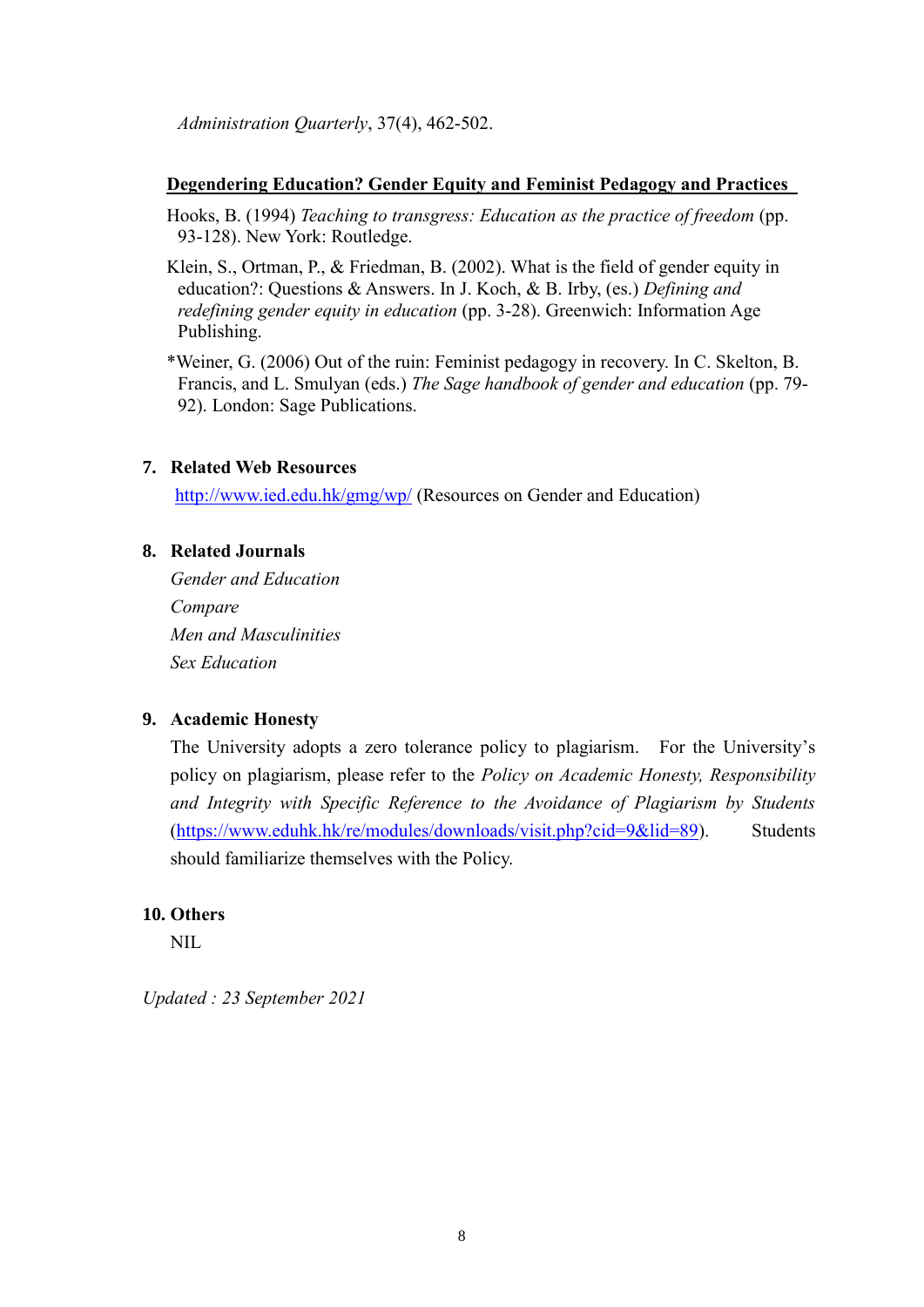*Administration Quarterly*, 37(4), 462-502.

**Degendering Education? Gender Equity and Feminist Pedagogy and Practices**

Hooks, B. (1994) *Teaching to transgress: Education as the practice of freedom* (pp. 93-128). New York: Routledge.

Klein, S., Ortman, P., & Friedman, B. (2002). What is the field of gender equity in education?: Questions & Answers. In J. Koch, & B. Irby, (es.) *Defining and redefining gender equity in education* (pp. 3-28). Greenwich: Information Age Publishing.

*Weiner, G. (2006) Out of the ruin: Feminist pedagogy in recovery. In C. Skelton, B. Francis, and L. Smulyan (eds.) *The Sage handbook of gender and education* (pp. 79-92). London: Sage Publications.

## 7. Related Web Resources

http://www.ied.edu.hk/gmg/wp/ (Resources on Gender and Education)

## 8. Related Journals

*Gender and Education*
*Compare*
*Men and Masculinities*
*Sex Education*

## 9. Academic Honesty

The University adopts a zero tolerance policy to plagiarism. For the University's policy on plagiarism, please refer to the *Policy on Academic Honesty, Responsibility and Integrity with Specific Reference to the Avoidance of Plagiarism by Students* (https://www.eduhk.hk/re/modules/downloads/visit.php?cid=9&lid=89). Students should familiarize themselves with the Policy.

## 10. Others

NIL

*Updated : 23 September 2021*